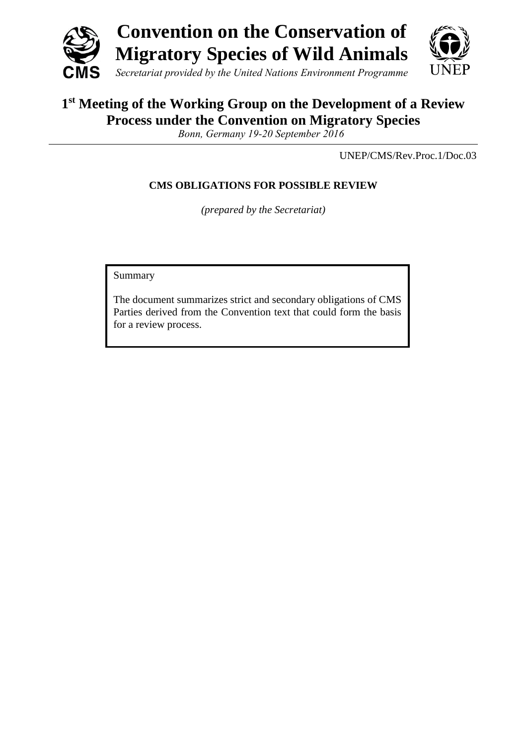# Convention on the Conservation of Migratory Species of Wild Animals

*Secretariat provided by the United Nations Environment Programme*

## 1st Meeting of the Working Group on the Development of a Review Process under the Convention on Migratory Species

*Bonn, Germany 19-20 September 2016*

UNEP/CMS/Rev.Proc.1/Doc.03

**CMS OBLIGATIONS FOR POSSIBLE REVIEW**

*(prepared by the Secretariat)*

> Summary
>
> The document summarizes strict and secondary obligations of CMS Parties derived from the Convention text that could form the basis for a review process.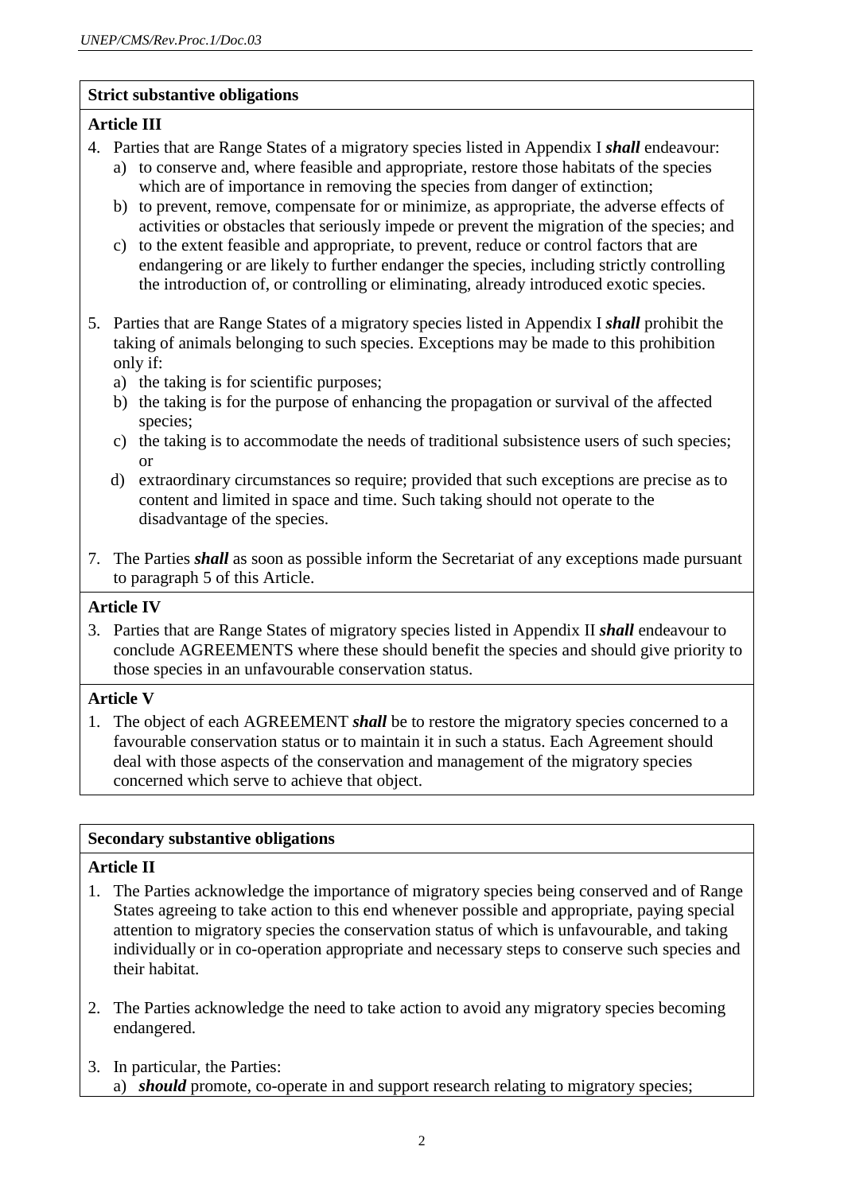**Strict substantive obligations**

**Article III**

4. Parties that are Range States of a migratory species listed in Appendix I ***shall*** endeavour:
   a) to conserve and, where feasible and appropriate, restore those habitats of the species which are of importance in removing the species from danger of extinction;
   b) to prevent, remove, compensate for or minimize, as appropriate, the adverse effects of activities or obstacles that seriously impede or prevent the migration of the species; and
   c) to the extent feasible and appropriate, to prevent, reduce or control factors that are endangering or are likely to further endanger the species, including strictly controlling the introduction of, or controlling or eliminating, already introduced exotic species.

5. Parties that are Range States of a migratory species listed in Appendix I ***shall*** prohibit the taking of animals belonging to such species. Exceptions may be made to this prohibition only if:
   a) the taking is for scientific purposes;
   b) the taking is for the purpose of enhancing the propagation or survival of the affected species;
   c) the taking is to accommodate the needs of traditional subsistence users of such species; or
   d) extraordinary circumstances so require; provided that such exceptions are precise as to content and limited in space and time. Such taking should not operate to the disadvantage of the species.

7. The Parties ***shall*** as soon as possible inform the Secretariat of any exceptions made pursuant to paragraph 5 of this Article.

**Article IV**

3. Parties that are Range States of migratory species listed in Appendix II ***shall*** endeavour to conclude AGREEMENTS where these should benefit the species and should give priority to those species in an unfavourable conservation status.

**Article V**

1. The object of each AGREEMENT ***shall*** be to restore the migratory species concerned to a favourable conservation status or to maintain it in such a status. Each Agreement should deal with those aspects of the conservation and management of the migratory species concerned which serve to achieve that object.

**Secondary substantive obligations**

**Article II**

1. The Parties acknowledge the importance of migratory species being conserved and of Range States agreeing to take action to this end whenever possible and appropriate, paying special attention to migratory species the conservation status of which is unfavourable, and taking individually or in co-operation appropriate and necessary steps to conserve such species and their habitat.

2. The Parties acknowledge the need to take action to avoid any migratory species becoming endangered.

3. In particular, the Parties:
   a) ***should*** promote, co-operate in and support research relating to migratory species;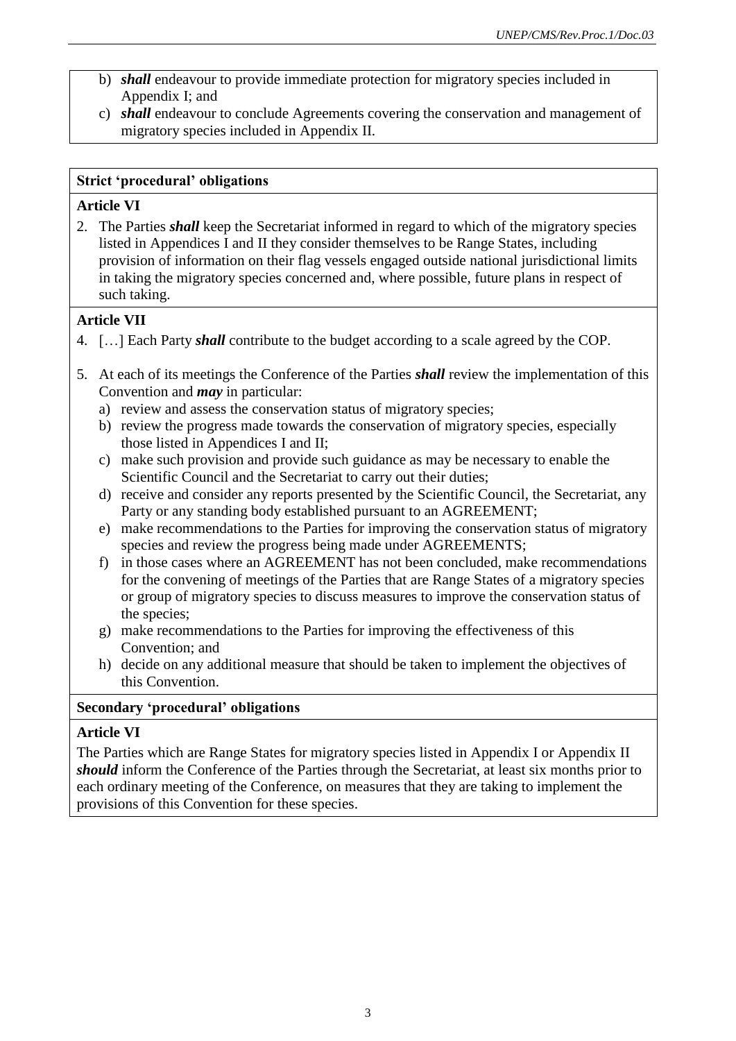b) ***shall*** endeavour to provide immediate protection for migratory species included in Appendix I; and
c) ***shall*** endeavour to conclude Agreements covering the conservation and management of migratory species included in Appendix II.

**Strict 'procedural' obligations**

**Article VI**

2. The Parties ***shall*** keep the Secretariat informed in regard to which of the migratory species listed in Appendices I and II they consider themselves to be Range States, including provision of information on their flag vessels engaged outside national jurisdictional limits in taking the migratory species concerned and, where possible, future plans in respect of such taking.

**Article VII**

4. […] Each Party ***shall*** contribute to the budget according to a scale agreed by the COP.

5. At each of its meetings the Conference of the Parties ***shall*** review the implementation of this Convention and ***may*** in particular:
   a) review and assess the conservation status of migratory species;
   b) review the progress made towards the conservation of migratory species, especially those listed in Appendices I and II;
   c) make such provision and provide such guidance as may be necessary to enable the Scientific Council and the Secretariat to carry out their duties;
   d) receive and consider any reports presented by the Scientific Council, the Secretariat, any Party or any standing body established pursuant to an AGREEMENT;
   e) make recommendations to the Parties for improving the conservation status of migratory species and review the progress being made under AGREEMENTS;
   f) in those cases where an AGREEMENT has not been concluded, make recommendations for the convening of meetings of the Parties that are Range States of a migratory species or group of migratory species to discuss measures to improve the conservation status of the species;
   g) make recommendations to the Parties for improving the effectiveness of this Convention; and
   h) decide on any additional measure that should be taken to implement the objectives of this Convention.

**Secondary 'procedural' obligations**

**Article VI**

The Parties which are Range States for migratory species listed in Appendix I or Appendix II ***should*** inform the Conference of the Parties through the Secretariat, at least six months prior to each ordinary meeting of the Conference, on measures that they are taking to implement the provisions of this Convention for these species.